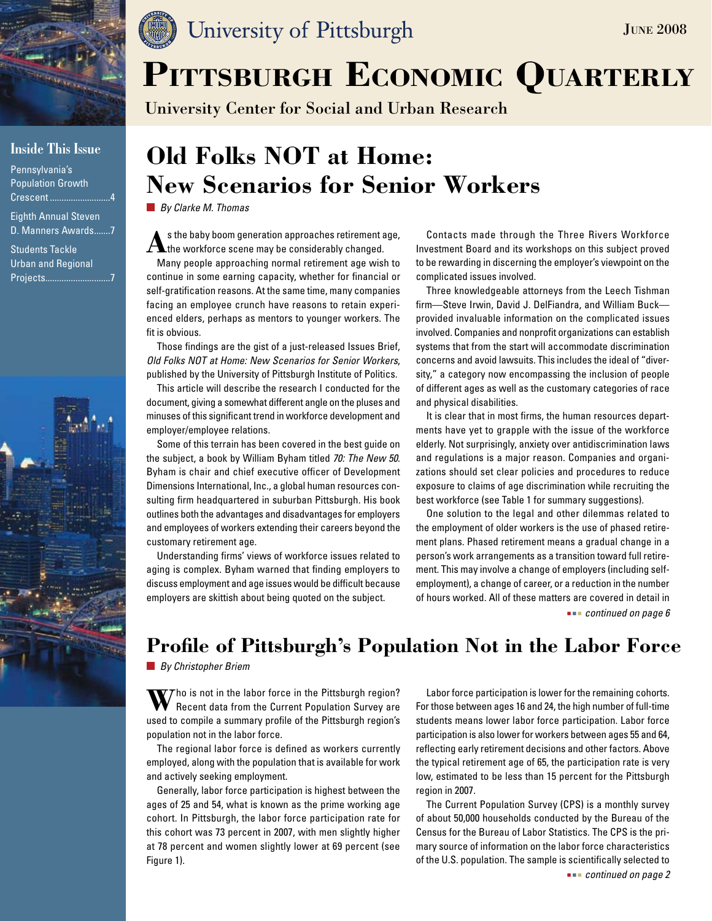University of Pittsburgh

June 2008

# Pittsburgh Economic Quarterly

University Center for Social and Urban Research

**Inside This Issue**

- Pennsylvania's Population Growth Crescent ..........4
- Eighth Annual Steven D. Manners Awards.......7
- Students Tackle Urban and Regional Projects..........7

## Old Folks NOT at Home: New Scenarios for Senior Workers

*By Clarke M. Thomas*

As the baby boom generation approaches retirement age, the workforce scene may be considerably changed.

Many people approaching normal retirement age wish to continue in some earning capacity, whether for financial or self-gratification reasons. At the same time, many companies facing an employee crunch have reasons to retain experienced elders, perhaps as mentors to younger workers. The fit is obvious.

Those findings are the gist of a just-released Issues Brief, *Old Folks NOT at Home: New Scenarios for Senior Workers*, published by the University of Pittsburgh Institute of Politics.

This article will describe the research I conducted for the document, giving a somewhat different angle on the pluses and minuses of this significant trend in workforce development and employer/employee relations.

Some of this terrain has been covered in the best guide on the subject, a book by William Byham titled *70: The New 50*. Byham is chair and chief executive officer of Development Dimensions International, Inc., a global human resources consulting firm headquartered in suburban Pittsburgh. His book outlines both the advantages and disadvantages for employers and employees of workers extending their careers beyond the customary retirement age.

Understanding firms' views of workforce issues related to aging is complex. Byham warned that finding employers to discuss employment and age issues would be difficult because employers are skittish about being quoted on the subject.

Contacts made through the Three Rivers Workforce Investment Board and its workshops on this subject proved to be rewarding in discerning the employer's viewpoint on the complicated issues involved.

Three knowledgeable attorneys from the Leech Tishman firm—Steve Irwin, David J. DelFiandra, and William Buck—provided invaluable information on the complicated issues involved. Companies and nonprofit organizations can establish systems that from the start will accommodate discrimination concerns and avoid lawsuits. This includes the ideal of "diversity," a category now encompassing the inclusion of people of different ages as well as the customary categories of race and physical disabilities.

It is clear that in most firms, the human resources departments have yet to grapple with the issue of the workforce elderly. Not surprisingly, anxiety over antidiscrimination laws and regulations is a major reason. Companies and organizations should set clear policies and procedures to reduce exposure to claims of age discrimination while recruiting the best workforce (see Table 1 for summary suggestions).

One solution to the legal and other dilemmas related to the employment of older workers is the use of phased retirement plans. Phased retirement means a gradual change in a person's work arrangements as a transition toward full retirement. This may involve a change of employers (including self-employment), a change of career, or a reduction in the number of hours worked. All of these matters are covered in detail in

*continued on page 6*

## Profile of Pittsburgh's Population Not in the Labor Force

*By Christopher Briem*

Who is not in the labor force in the Pittsburgh region? Recent data from the Current Population Survey are used to compile a summary profile of the Pittsburgh region's population not in the labor force.

The regional labor force is defined as workers currently employed, along with the population that is available for work and actively seeking employment.

Generally, labor force participation is highest between the ages of 25 and 54, what is known as the prime working age cohort. In Pittsburgh, the labor force participation rate for this cohort was 73 percent in 2007, with men slightly higher at 78 percent and women slightly lower at 69 percent (see Figure 1).

Labor force participation is lower for the remaining cohorts. For those between ages 16 and 24, the high number of full-time students means lower labor force participation. Labor force participation is also lower for workers between ages 55 and 64, reflecting early retirement decisions and other factors. Above the typical retirement age of 65, the participation rate is very low, estimated to be less than 15 percent for the Pittsburgh region in 2007.

The Current Population Survey (CPS) is a monthly survey of about 50,000 households conducted by the Bureau of the Census for the Bureau of Labor Statistics. The CPS is the primary source of information on the labor force characteristics of the U.S. population. The sample is scientifically selected to

*continued on page 2*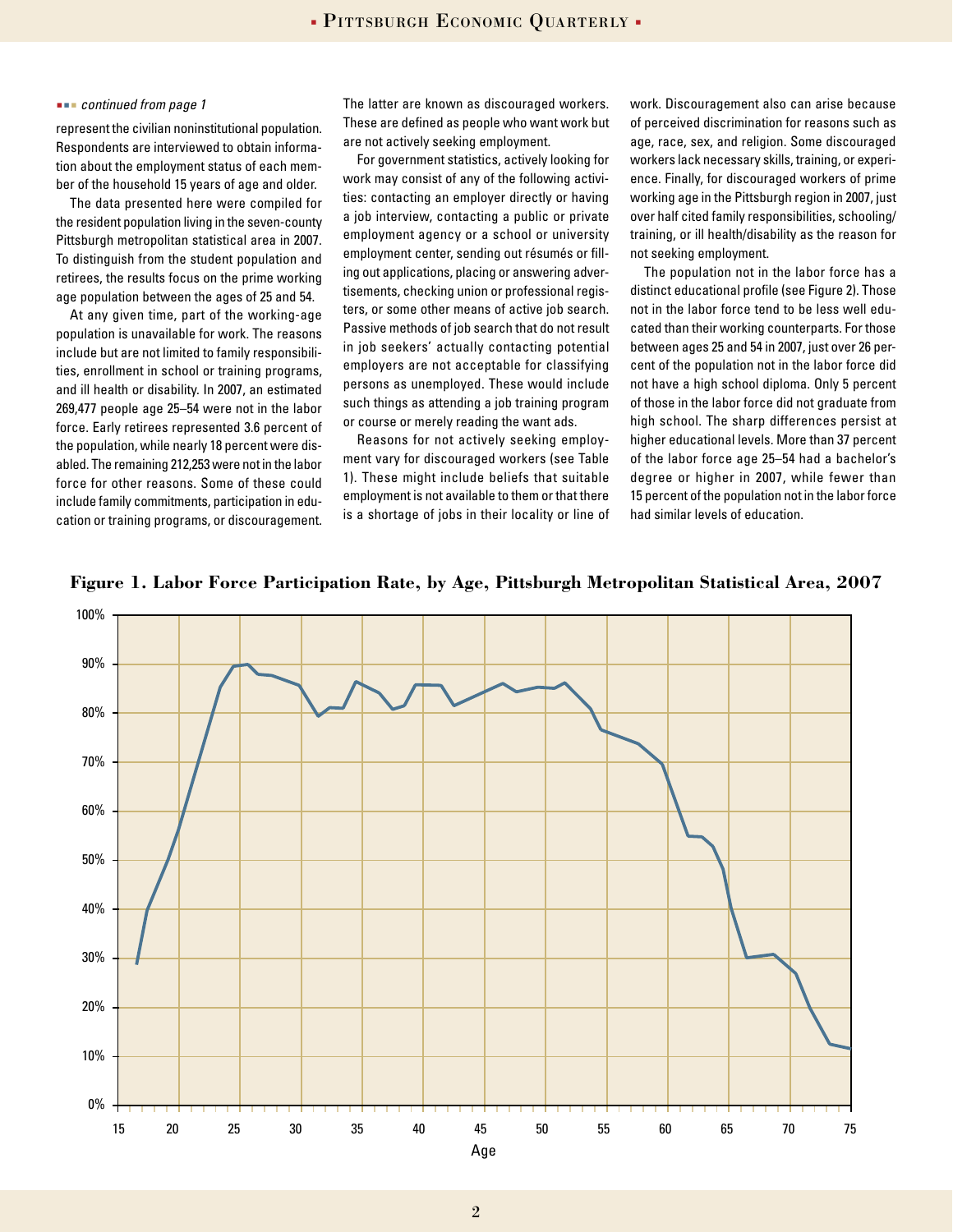*continued from page 1*

represent the civilian noninstitutional population. Respondents are interviewed to obtain information about the employment status of each member of the household 15 years of age and older.

The data presented here were compiled for the resident population living in the seven-county Pittsburgh metropolitan statistical area in 2007. To distinguish from the student population and retirees, the results focus on the prime working age population between the ages of 25 and 54.

At any given time, part of the working-age population is unavailable for work. The reasons include but are not limited to family responsibilities, enrollment in school or training programs, and ill health or disability. In 2007, an estimated 269,477 people age 25–54 were not in the labor force. Early retirees represented 3.6 percent of the population, while nearly 18 percent were disabled. The remaining 212,253 were not in the labor force for other reasons. Some of these could include family commitments, participation in education or training programs, or discouragement. The latter are known as discouraged workers. These are defined as people who want work but are not actively seeking employment.

For government statistics, actively looking for work may consist of any of the following activities: contacting an employer directly or having a job interview, contacting a public or private employment agency or a school or university employment center, sending out résumés or filling out applications, placing or answering advertisements, checking union or professional registers, or some other means of active job search. Passive methods of job search that do not result in job seekers' actually contacting potential employers are not acceptable for classifying persons as unemployed. These would include such things as attending a job training program or course or merely reading the want ads.

Reasons for not actively seeking employment vary for discouraged workers (see Table 1). These might include beliefs that suitable employment is not available to them or that there is a shortage of jobs in their locality or line of work. Discouragement also can arise because of perceived discrimination for reasons such as age, race, sex, and religion. Some discouraged workers lack necessary skills, training, or experience. Finally, for discouraged workers of prime working age in the Pittsburgh region in 2007, just over half cited family responsibilities, schooling/training, or ill health/disability as the reason for not seeking employment.

The population not in the labor force has a distinct educational profile (see Figure 2). Those not in the labor force tend to be less well educated than their working counterparts. For those between ages 25 and 54 in 2007, just over 26 percent of the population not in the labor force did not have a high school diploma. Only 5 percent of those in the labor force did not graduate from high school. The sharp differences persist at higher educational levels. More than 37 percent of the labor force age 25–54 had a bachelor's degree or higher in 2007, while fewer than 15 percent of the population not in the labor force had similar levels of education.

**Figure 1. Labor Force Participation Rate, by Age, Pittsburgh Metropolitan Statistical Area, 2007**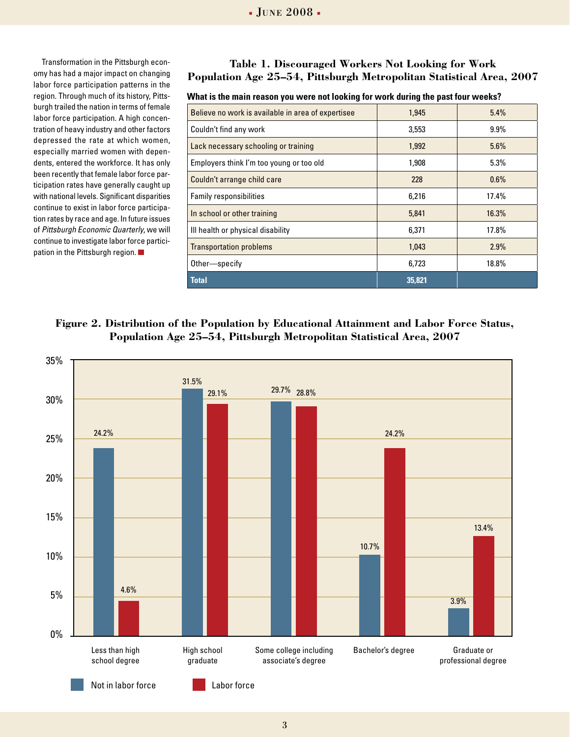Transformation in the Pittsburgh economy has had a major impact on changing labor force participation patterns in the region. Through much of its history, Pittsburgh trailed the nation in terms of female labor force participation. A high concentration of heavy industry and other factors depressed the rate at which women, especially married women with dependents, entered the workforce. It has only been recently that female labor force participation rates have generally caught up with national levels. Significant disparities continue to exist in labor force participation rates by race and age. In future issues of *Pittsburgh Economic Quarterly*, we will continue to investigate labor force participation in the Pittsburgh region.

**Table 1. Discouraged Workers Not Looking for Work Population Age 25–54, Pittsburgh Metropolitan Statistical Area, 2007**

**What is the main reason you were not looking for work during the past four weeks?**

| Reason | Number | Percent |
|---|---|---|
| Believe no work is available in area of expertisee | 1,945 | 5.4% |
| Couldn't find any work | 3,553 | 9.9% |
| Lack necessary schooling or training | 1,992 | 5.6% |
| Employers think I'm too young or too old | 1,908 | 5.3% |
| Couldn't arrange child care | 228 | 0.6% |
| Family responsibilities | 6,216 | 17.4% |
| In school or other training | 5,841 | 16.3% |
| Ill health or physical disability | 6,371 | 17.8% |
| Transportation problems | 1,043 | 2.9% |
| Other—specify | 6,723 | 18.8% |
| **Total** | **35,821** | |

**Figure 2. Distribution of the Population by Educational Attainment and Labor Force Status, Population Age 25–54, Pittsburgh Metropolitan Statistical Area, 2007**

| Educational attainment | Not in labor force | Labor force |
|---|---|---|
| Less than high school degree | 24.2% | 4.6% |
| High school graduate | 31.5% | 29.1% |
| Some college including associate's degree | 29.7% | 28.8% |
| Bachelor's degree | 10.7% | 24.2% |
| Graduate or professional degree | 3.9% | 13.4% |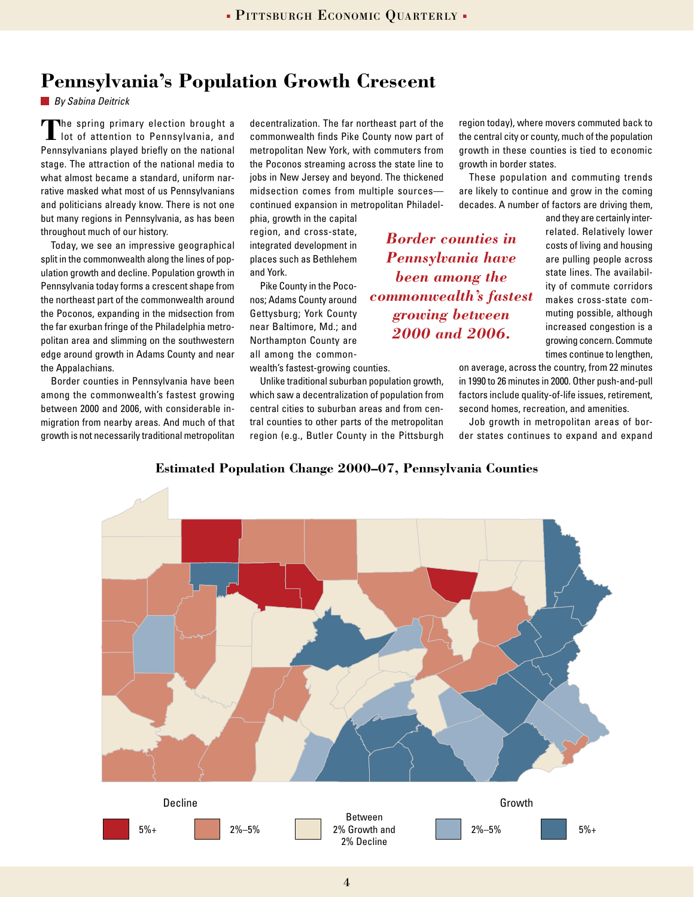# Pennsylvania's Population Growth Crescent

By Sabina Deitrick

The spring primary election brought a lot of attention to Pennsylvania, and Pennsylvanians played briefly on the national stage. The attraction of the national media to what almost became a standard, uniform narrative masked what most of us Pennsylvanians and politicians already know. There is not one but many regions in Pennsylvania, as has been throughout much of our history.

Today, we see an impressive geographical split in the commonwealth along the lines of population growth and decline. Population growth in Pennsylvania today forms a crescent shape from the northeast part of the commonwealth around the Poconos, expanding in the midsection from the far exurban fringe of the Philadelphia metropolitan area and slimming on the southwestern edge around growth in Adams County and near the Appalachians.

Border counties in Pennsylvania have been among the commonwealth's fastest growing between 2000 and 2006, with considerable in-migration from nearby areas. And much of that growth is not necessarily traditional metropolitan decentralization. The far northeast part of the commonwealth finds Pike County now part of metropolitan New York, with commuters from the Poconos streaming across the state line to jobs in New Jersey and beyond. The thickened midsection comes from multiple sources—continued expansion in metropolitan Philadelphia, growth in the capital region, and cross-state, integrated development in places such as Bethlehem and York.

Pike County in the Poconos; Adams County around Gettysburg; York County near Baltimore, Md.; and Northampton County are all among the commonwealth's fastest-growing counties.

> *Border counties in Pennsylvania have been among the commonwealth's fastest growing between 2000 and 2006.*

Unlike traditional suburban population growth, which saw a decentralization of population from central cities to suburban areas and from central counties to other parts of the metropolitan region (e.g., Butler County in the Pittsburgh region today), where movers commuted back to the central city or county, much of the population growth in these counties is tied to economic growth in border states.

These population and commuting trends are likely to continue and grow in the coming decades. A number of factors are driving them, and they are certainly interrelated. Relatively lower costs of living and housing are pulling people across state lines. The availability of commute corridors makes cross-state commuting possible, although increased congestion is a growing concern. Commute times continue to lengthen, on average, across the country, from 22 minutes in 1990 to 26 minutes in 2000. Other push-and-pull factors include quality-of-life issues, retirement, second homes, recreation, and amenities.

Job growth in metropolitan areas of border states continues to expand and expand

**Estimated Population Change 2000–07, Pennsylvania Counties**

| Decline | | Between | Growth | |
|---|---|---|---|---|
| 5%+ | 2%–5% | 2% Growth and 2% Decline | 2%–5% | 5%+ |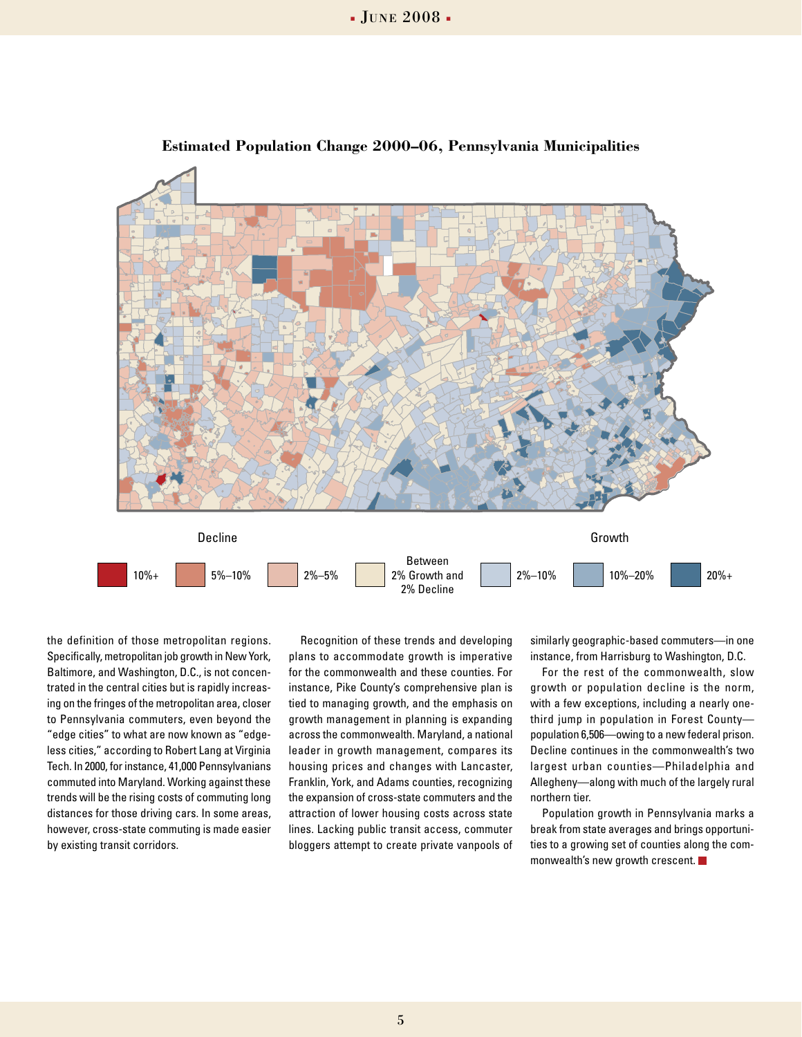**Estimated Population Change 2000–06, Pennsylvania Municipalities**

| Decline | | | | Growth | | |
|---|---|---|---|---|---|---|
| 10%+ | 5%–10% | 2%–5% | Between 2% Growth and 2% Decline | 2%–10% | 10%–20% | 20%+ |

the definition of those metropolitan regions. Specifically, metropolitan job growth in New York, Baltimore, and Washington, D.C., is not concentrated in the central cities but is rapidly increasing on the fringes of the metropolitan area, closer to Pennsylvania commuters, even beyond the "edge cities" to what are now known as "edgeless cities," according to Robert Lang at Virginia Tech. In 2000, for instance, 41,000 Pennsylvanians commuted into Maryland. Working against these trends will be the rising costs of commuting long distances for those driving cars. In some areas, however, cross-state commuting is made easier by existing transit corridors.

Recognition of these trends and developing plans to accommodate growth is imperative for the commonwealth and these counties. For instance, Pike County's comprehensive plan is tied to managing growth, and the emphasis on growth management in planning is expanding across the commonwealth. Maryland, a national leader in growth management, compares its housing prices and changes with Lancaster, Franklin, York, and Adams counties, recognizing the expansion of cross-state commuters and the attraction of lower housing costs across state lines. Lacking public transit access, commuter bloggers attempt to create private vanpools of similarly geographic-based commuters—in one instance, from Harrisburg to Washington, D.C.

For the rest of the commonwealth, slow growth or population decline is the norm, with a few exceptions, including a nearly one-third jump in population in Forest County—population 6,506—owing to a new federal prison. Decline continues in the commonwealth's two largest urban counties—Philadelphia and Allegheny—along with much of the largely rural northern tier.

Population growth in Pennsylvania marks a break from state averages and brings opportunities to a growing set of counties along the commonwealth's new growth crescent.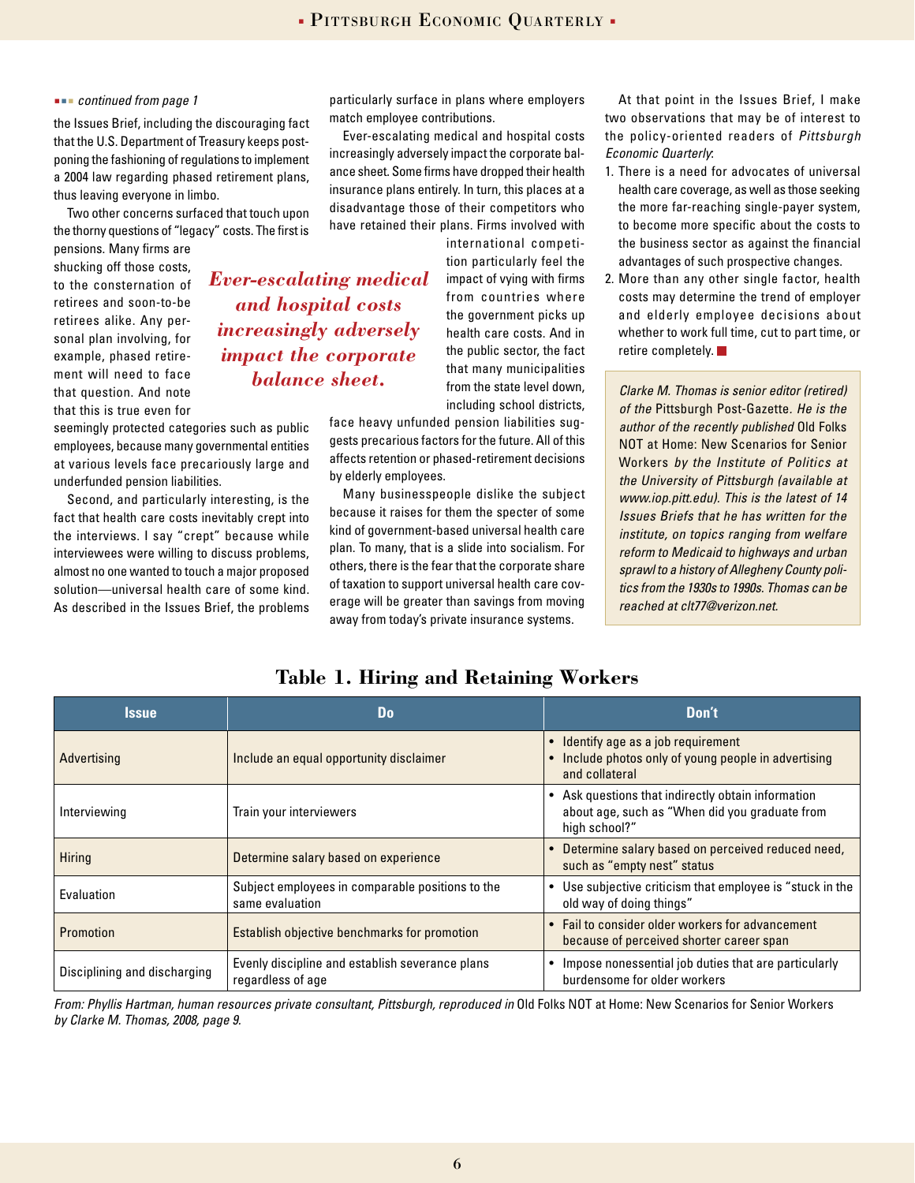*continued from page 1*

the Issues Brief, including the discouraging fact that the U.S. Department of Treasury keeps postponing the fashioning of regulations to implement a 2004 law regarding phased retirement plans, thus leaving everyone in limbo.

Two other concerns surfaced that touch upon the thorny questions of "legacy" costs. The first is pensions. Many firms are shucking off those costs, to the consternation of retirees and soon-to-be retirees alike. Any personal plan involving, for example, phased retirement will need to face that question. And note that this is true even for seemingly protected categories such as public employees, because many governmental entities at various levels face precariously large and underfunded pension liabilities.

Second, and particularly interesting, is the fact that health care costs inevitably crept into the interviews. I say "crept" because while interviewees were willing to discuss problems, almost no one wanted to touch a major proposed solution—universal health care of some kind. As described in the Issues Brief, the problems particularly surface in plans where employers match employee contributions.

Ever-escalating medical and hospital costs increasingly adversely impact the corporate balance sheet. Some firms have dropped their health insurance plans entirely. In turn, this places at a disadvantage those of their competitors who have retained their plans. Firms involved with international competition particularly feel the impact of vying with firms from countries where the government picks up health care costs. And in the public sector, the fact that many municipalities from the state level down, including school districts, face heavy unfunded pension liabilities suggests precarious factors for the future. All of this affects retention or phased-retirement decisions by elderly employees.

> ***Ever-escalating medical and hospital costs increasingly adversely impact the corporate balance sheet.***

Many businesspeople dislike the subject because it raises for them the specter of some kind of government-based universal health care plan. To many, that is a slide into socialism. For others, there is the fear that the corporate share of taxation to support universal health care coverage will be greater than savings from moving away from today's private insurance systems.

At that point in the Issues Brief, I make two observations that may be of interest to the policy-oriented readers of *Pittsburgh Economic Quarterly*:

1. There is a need for advocates of universal health care coverage, as well as those seeking the more far-reaching single-payer system, to become more specific about the costs to the business sector as against the financial advantages of such prospective changes.
2. More than any other single factor, health costs may determine the trend of employer and elderly employee decisions about whether to work full time, cut to part time, or retire completely. ■

*Clarke M. Thomas is senior editor (retired) of the* Pittsburgh Post-Gazette. *He is the author of the recently published* Old Folks NOT at Home: New Scenarios for Senior Workers *by the Institute of Politics at the University of Pittsburgh (available at www.iop.pitt.edu). This is the latest of 14 Issues Briefs that he has written for the institute, on topics ranging from welfare reform to Medicaid to highways and urban sprawl to a history of Allegheny County politics from the 1930s to 1990s. Thomas can be reached at clt77@verizon.net.*

## Table 1. Hiring and Retaining Workers

| Issue | Do | Don't |
|---|---|---|
| Advertising | Include an equal opportunity disclaimer | • Identify age as a job requirement<br>• Include photos only of young people in advertising and collateral |
| Interviewing | Train your interviewers | • Ask questions that indirectly obtain information about age, such as "When did you graduate from high school?" |
| Hiring | Determine salary based on experience | • Determine salary based on perceived reduced need, such as "empty nest" status |
| Evaluation | Subject employees in comparable positions to the same evaluation | • Use subjective criticism that employee is "stuck in the old way of doing things" |
| Promotion | Establish objective benchmarks for promotion | • Fail to consider older workers for advancement because of perceived shorter career span |
| Disciplining and discharging | Evenly discipline and establish severance plans regardless of age | • Impose nonessential job duties that are particularly burdensome for older workers |

*From: Phyllis Hartman, human resources private consultant, Pittsburgh, reproduced in* Old Folks NOT at Home: New Scenarios for Senior Workers *by Clarke M. Thomas, 2008, page 9.*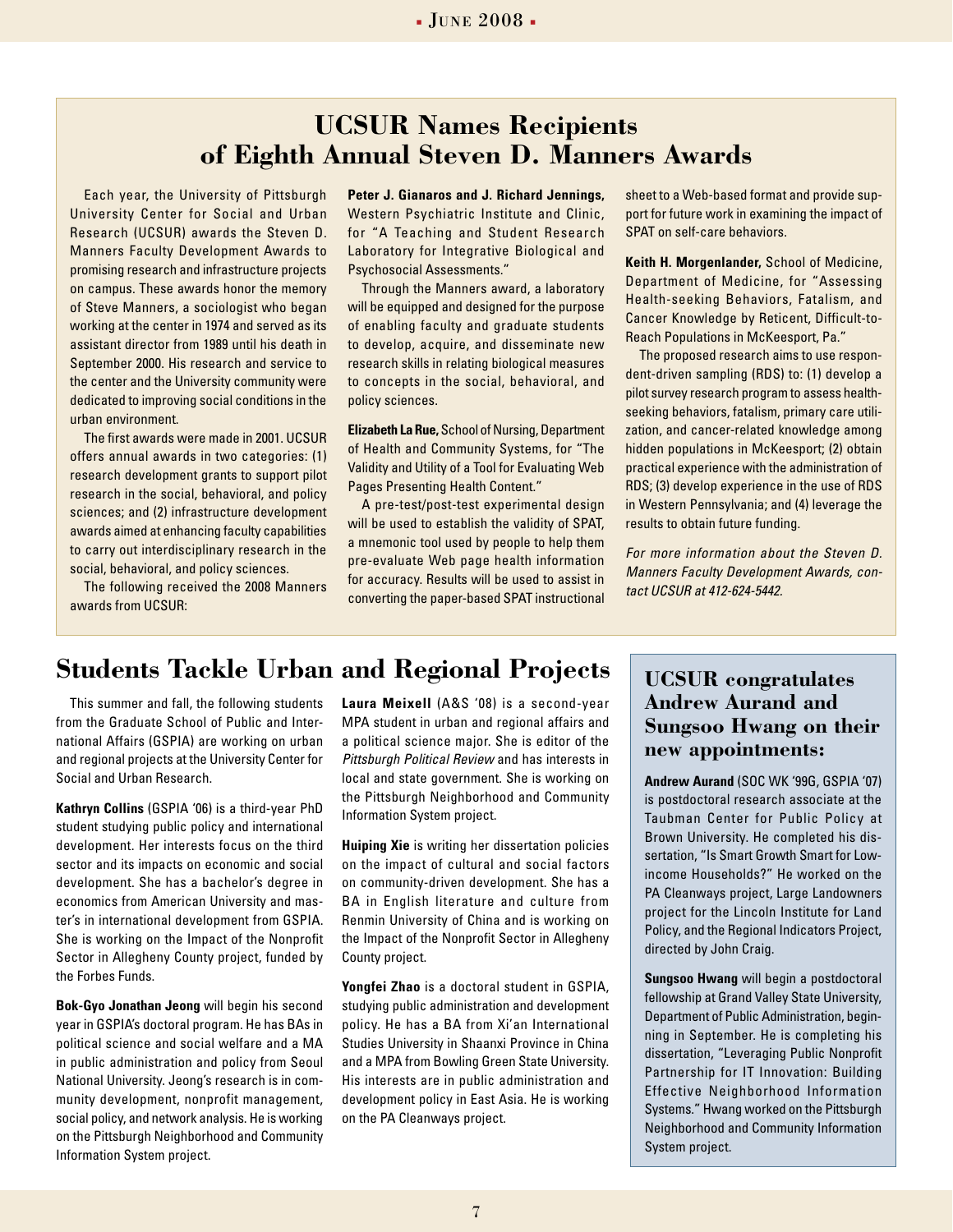## UCSUR Names Recipients of Eighth Annual Steven D. Manners Awards

Each year, the University of Pittsburgh University Center for Social and Urban Research (UCSUR) awards the Steven D. Manners Faculty Development Awards to promising research and infrastructure projects on campus. These awards honor the memory of Steve Manners, a sociologist who began working at the center in 1974 and served as its assistant director from 1989 until his death in September 2000. His research and service to the center and the University community were dedicated to improving social conditions in the urban environment.

The first awards were made in 2001. UCSUR offers annual awards in two categories: (1) research development grants to support pilot research in the social, behavioral, and policy sciences; and (2) infrastructure development awards aimed at enhancing faculty capabilities to carry out interdisciplinary research in the social, behavioral, and policy sciences.

The following received the 2008 Manners awards from UCSUR:

**Peter J. Gianaros and J. Richard Jennings,** Western Psychiatric Institute and Clinic, for "A Teaching and Student Research Laboratory for Integrative Biological and Psychosocial Assessments."

Through the Manners award, a laboratory will be equipped and designed for the purpose of enabling faculty and graduate students to develop, acquire, and disseminate new research skills in relating biological measures to concepts in the social, behavioral, and policy sciences.

**Elizabeth La Rue,** School of Nursing, Department of Health and Community Systems, for "The Validity and Utility of a Tool for Evaluating Web Pages Presenting Health Content."

A pre-test/post-test experimental design will be used to establish the validity of SPAT, a mnemonic tool used by people to help them pre-evaluate Web page health information for accuracy. Results will be used to assist in converting the paper-based SPAT instructional sheet to a Web-based format and provide support for future work in examining the impact of SPAT on self-care behaviors.

**Keith H. Morgenlander,** School of Medicine, Department of Medicine, for "Assessing Health-seeking Behaviors, Fatalism, and Cancer Knowledge by Reticent, Difficult-to-Reach Populations in McKeesport, Pa."

The proposed research aims to use respondent-driven sampling (RDS) to: (1) develop a pilot survey research program to assess health-seeking behaviors, fatalism, primary care utilization, and cancer-related knowledge among hidden populations in McKeesport; (2) obtain practical experience with the administration of RDS; (3) develop experience in the use of RDS in Western Pennsylvania; and (4) leverage the results to obtain future funding.

*For more information about the Steven D. Manners Faculty Development Awards, contact UCSUR at 412-624-5442.*

## Students Tackle Urban and Regional Projects

This summer and fall, the following students from the Graduate School of Public and International Affairs (GSPIA) are working on urban and regional projects at the University Center for Social and Urban Research.

**Kathryn Collins** (GSPIA '06) is a third-year PhD student studying public policy and international development. Her interests focus on the third sector and its impacts on economic and social development. She has a bachelor's degree in economics from American University and master's in international development from GSPIA. She is working on the Impact of the Nonprofit Sector in Allegheny County project, funded by the Forbes Funds.

**Bok-Gyo Jonathan Jeong** will begin his second year in GSPIA's doctoral program. He has BAs in political science and social welfare and a MA in public administration and policy from Seoul National University. Jeong's research is in community development, nonprofit management, social policy, and network analysis. He is working on the Pittsburgh Neighborhood and Community Information System project.

**Laura Meixell** (A&S '08) is a second-year MPA student in urban and regional affairs and a political science major. She is editor of the *Pittsburgh Political Review* and has interests in local and state government. She is working on the Pittsburgh Neighborhood and Community Information System project.

**Huiping Xie** is writing her dissertation policies on the impact of cultural and social factors on community-driven development. She has a BA in English literature and culture from Renmin University of China and is working on the Impact of the Nonprofit Sector in Allegheny County project.

**Yongfei Zhao** is a doctoral student in GSPIA, studying public administration and development policy. He has a BA from Xi'an International Studies University in Shaanxi Province in China and a MPA from Bowling Green State University. His interests are in public administration and development policy in East Asia. He is working on the PA Cleanways project.

## UCSUR congratulates Andrew Aurand and Sungsoo Hwang on their new appointments:

**Andrew Aurand** (SOC WK '99G, GSPIA '07) is postdoctoral research associate at the Taubman Center for Public Policy at Brown University. He completed his dissertation, "Is Smart Growth Smart for Low-income Households?" He worked on the PA Cleanways project, Large Landowners project for the Lincoln Institute for Land Policy, and the Regional Indicators Project, directed by John Craig.

**Sungsoo Hwang** will begin a postdoctoral fellowship at Grand Valley State University, Department of Public Administration, beginning in September. He is completing his dissertation, "Leveraging Public Nonprofit Partnership for IT Innovation: Building Effective Neighborhood Information Systems." Hwang worked on the Pittsburgh Neighborhood and Community Information System project.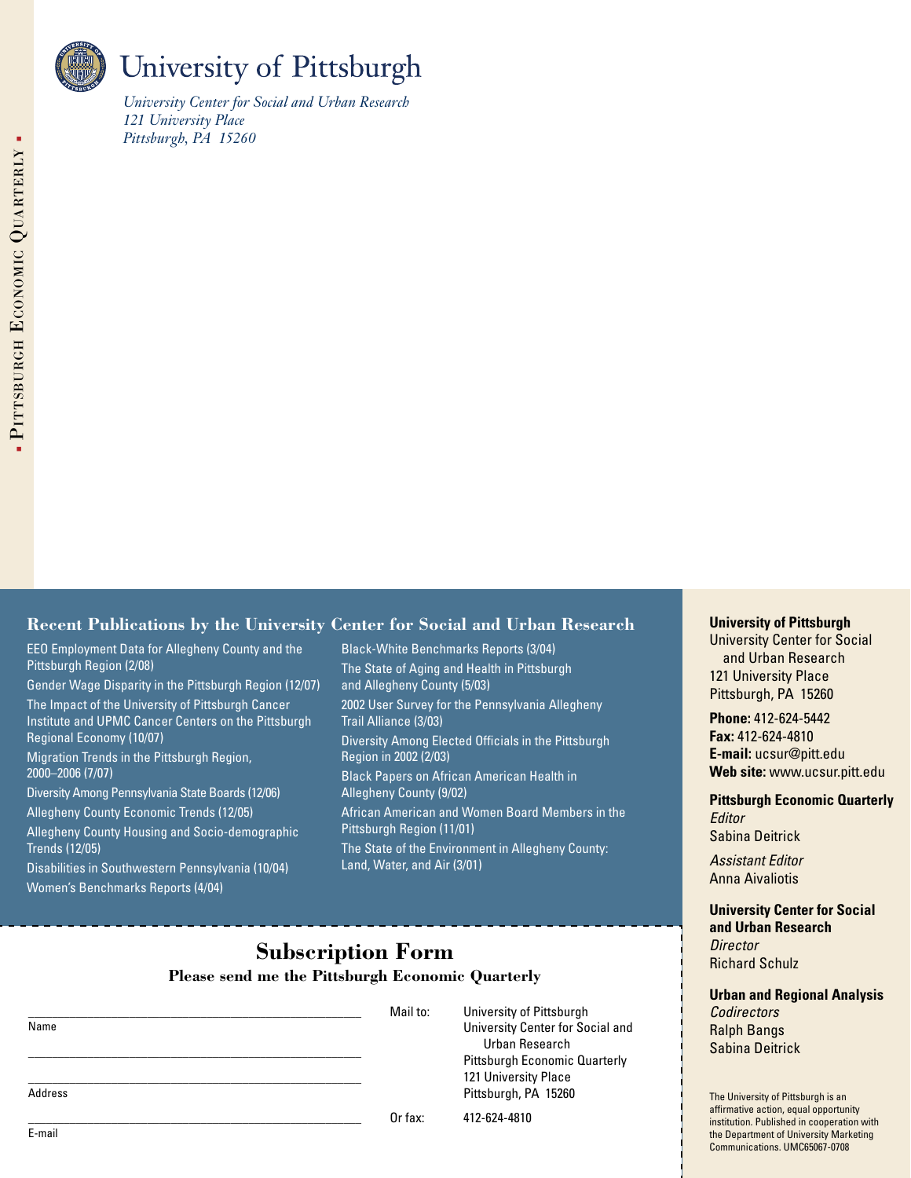# University of Pittsburgh

*University Center for Social and Urban Research*
*121 University Place*
*Pittsburgh, PA 15260*

## Recent Publications by the University Center for Social and Urban Research

- EEO Employment Data for Allegheny County and the Pittsburgh Region (2/08)
- Gender Wage Disparity in the Pittsburgh Region (12/07)
- The Impact of the University of Pittsburgh Cancer Institute and UPMC Cancer Centers on the Pittsburgh Regional Economy (10/07)
- Migration Trends in the Pittsburgh Region, 2000–2006 (7/07)
- Diversity Among Pennsylvania State Boards (12/06)
- Allegheny County Economic Trends (12/05)
- Allegheny County Housing and Socio-demographic Trends (12/05)
- Disabilities in Southwestern Pennsylvania (10/04)
- Women's Benchmarks Reports (4/04)
- Black-White Benchmarks Reports (3/04)
- The State of Aging and Health in Pittsburgh and Allegheny County (5/03)
- 2002 User Survey for the Pennsylvania Allegheny Trail Alliance (3/03)
- Diversity Among Elected Officials in the Pittsburgh Region in 2002 (2/03)
- Black Papers on African American Health in Allegheny County (9/02)
- African American and Women Board Members in the Pittsburgh Region (11/01)
- The State of the Environment in Allegheny County: Land, Water, and Air (3/01)

## Subscription Form

**Please send me the Pittsburgh Economic Quarterly**

\_\_\_\_\_\_\_\_\_\_\_\_\_\_\_\_\_\_\_\_\_\_\_\_\_\_\_\_\_\_\_\_
Name

\_\_\_\_\_\_\_\_\_\_\_\_\_\_\_\_\_\_\_\_\_\_\_\_\_\_\_\_\_\_\_\_

\_\_\_\_\_\_\_\_\_\_\_\_\_\_\_\_\_\_\_\_\_\_\_\_\_\_\_\_\_\_\_\_
Address

\_\_\_\_\_\_\_\_\_\_\_\_\_\_\_\_\_\_\_\_\_\_\_\_\_\_\_\_\_\_\_\_
E-mail

Mail to: University of Pittsburgh
University Center for Social and Urban Research
Pittsburgh Economic Quarterly
121 University Place
Pittsburgh, PA 15260

Or fax: 412-624-4810

**University of Pittsburgh**
University Center for Social and Urban Research
121 University Place
Pittsburgh, PA 15260

**Phone:** 412-624-5442
**Fax:** 412-624-4810
**E-mail:** ucsur@pitt.edu
**Web site:** www.ucsur.pitt.edu

**Pittsburgh Economic Quarterly**
*Editor*
Sabina Deitrick

*Assistant Editor*
Anna Aivaliotis

**University Center for Social and Urban Research**
*Director*
Richard Schulz

**Urban and Regional Analysis**
*Codirectors*
Ralph Bangs
Sabina Deitrick

The University of Pittsburgh is an affirmative action, equal opportunity institution. Published in cooperation with the Department of University Marketing Communications. UMC65067-0708